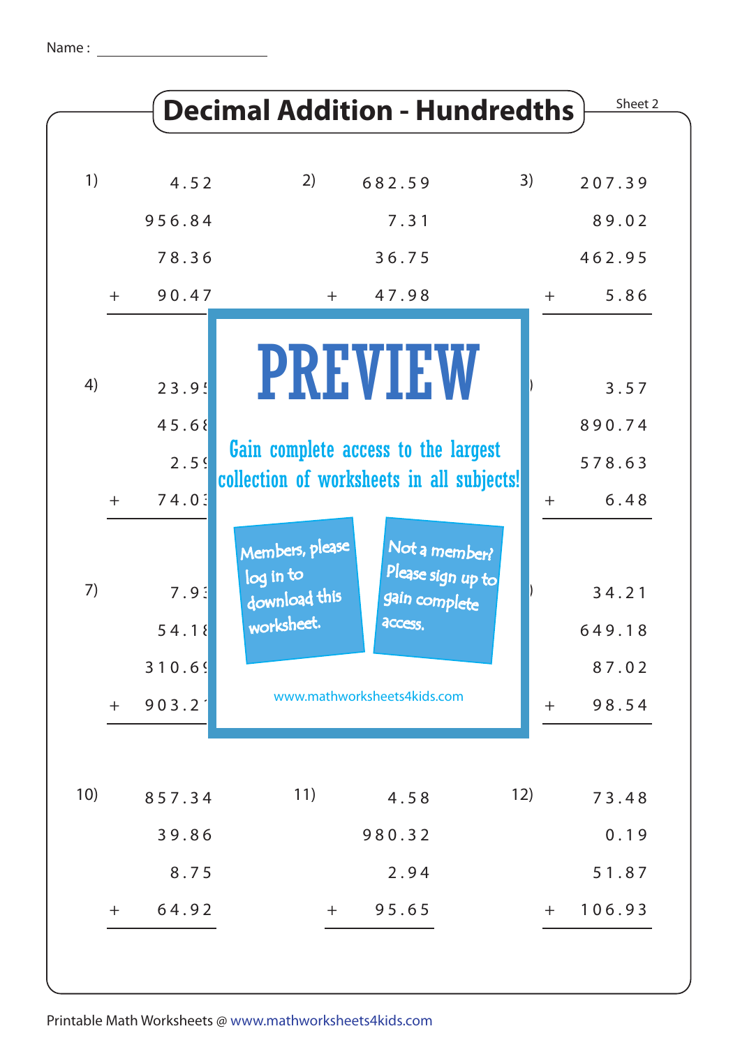Name : ______________________

# Decimal Addition - Hundredths

Sheet 2

1)
```
      4.52
    956.84
     78.36
+    90.47
```

2)
```
    682.59
      7.31
     36.75
+    47.98
```

3)
```
    207.39
     89.02
    462.95
+     5.86
```

4)
```
     23.9
     45.6
      2.5
+    74.0
```

6)
```
      3.57
    890.74
    578.63
+     6.48
```

7)
```
      7.9
     54.1
    310.6
+   903.2
```

9)
```
     34.21
    649.18
     87.02
+    98.54
```

10)
```
    857.34
     39.86
      8.75
+    64.92
```

11)
```
      4.58
    980.32
      2.94
+    95.65
```

12)
```
     73.48
      0.19
     51.87
+   106.93
```

PREVIEW

Gain complete access to the largest collection of worksheets in all subjects!

Members, please log in to download this worksheet.

Not a member? Please sign up to gain complete access.

www.mathworksheets4kids.com

Printable Math Worksheets @ www.mathworksheets4kids.com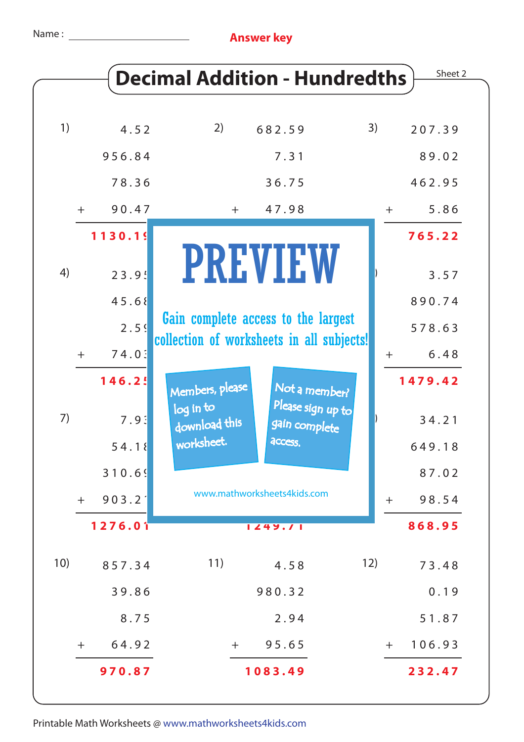Name : ________________________ **Answer key**

# Decimal Addition - Hundredths

Sheet 2

1)
```
     4.52
   956.84
    78.36
+   90.47
---------
  1130.19
```

2)
```
   682.59
     7.31
    36.75
+   47.98
```

3)
```
   207.39
    89.02
   462.95
+    5.86
---------
   765.22
```

4)
```
    23.95
    45.68
     2.59
+   74.03
---------
   146.25
```

5)

6)
```
     3.57
   890.74
   578.63
+    6.48
---------
  1479.42
```

7)
```
     7.93
    54.18
   310.69
+  903.21
---------
  1276.01
```

8)
```
---------
  1249.71
```

9)
```
    34.21
   649.18
    87.02
+   98.54
---------
   868.95
```

**PREVIEW**

Gain complete access to the largest collection of worksheets in all subjects!

Members, please log in to download this worksheet.

Not a member? Please sign up to gain complete access.

www.mathworksheets4kids.com

10)
```
   857.34
    39.86
     8.75
+   64.92
---------
   970.87
```

11)
```
     4.58
   980.32
     2.94
+   95.65
---------
  1083.49
```

12)
```
    73.48
     0.19
    51.87
+  106.93
---------
   232.47
```

Printable Math Worksheets @ www.mathworksheets4kids.com